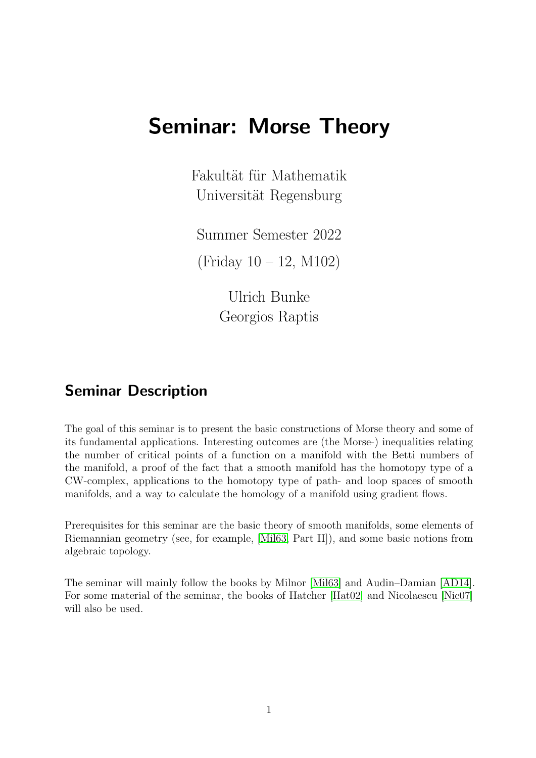# Seminar: Morse Theory

Fakultät für Mathematik
Universität Regensburg

Summer Semester 2022

(Friday 10 – 12, M102)

Ulrich Bunke
Georgios Raptis

## Seminar Description

The goal of this seminar is to present the basic constructions of Morse theory and some of its fundamental applications. Interesting outcomes are (the Morse-) inequalities relating the number of critical points of a function on a manifold with the Betti numbers of the manifold, a proof of the fact that a smooth manifold has the homotopy type of a CW-complex, applications to the homotopy type of path- and loop spaces of smooth manifolds, and a way to calculate the homology of a manifold using gradient flows.

Prerequisites for this seminar are the basic theory of smooth manifolds, some elements of Riemannian geometry (see, for example, [Mil63, Part II]), and some basic notions from algebraic topology.

The seminar will mainly follow the books by Milnor [Mil63] and Audin–Damian [AD14]. For some material of the seminar, the books of Hatcher [Hat02] and Nicolaescu [Nic07] will also be used.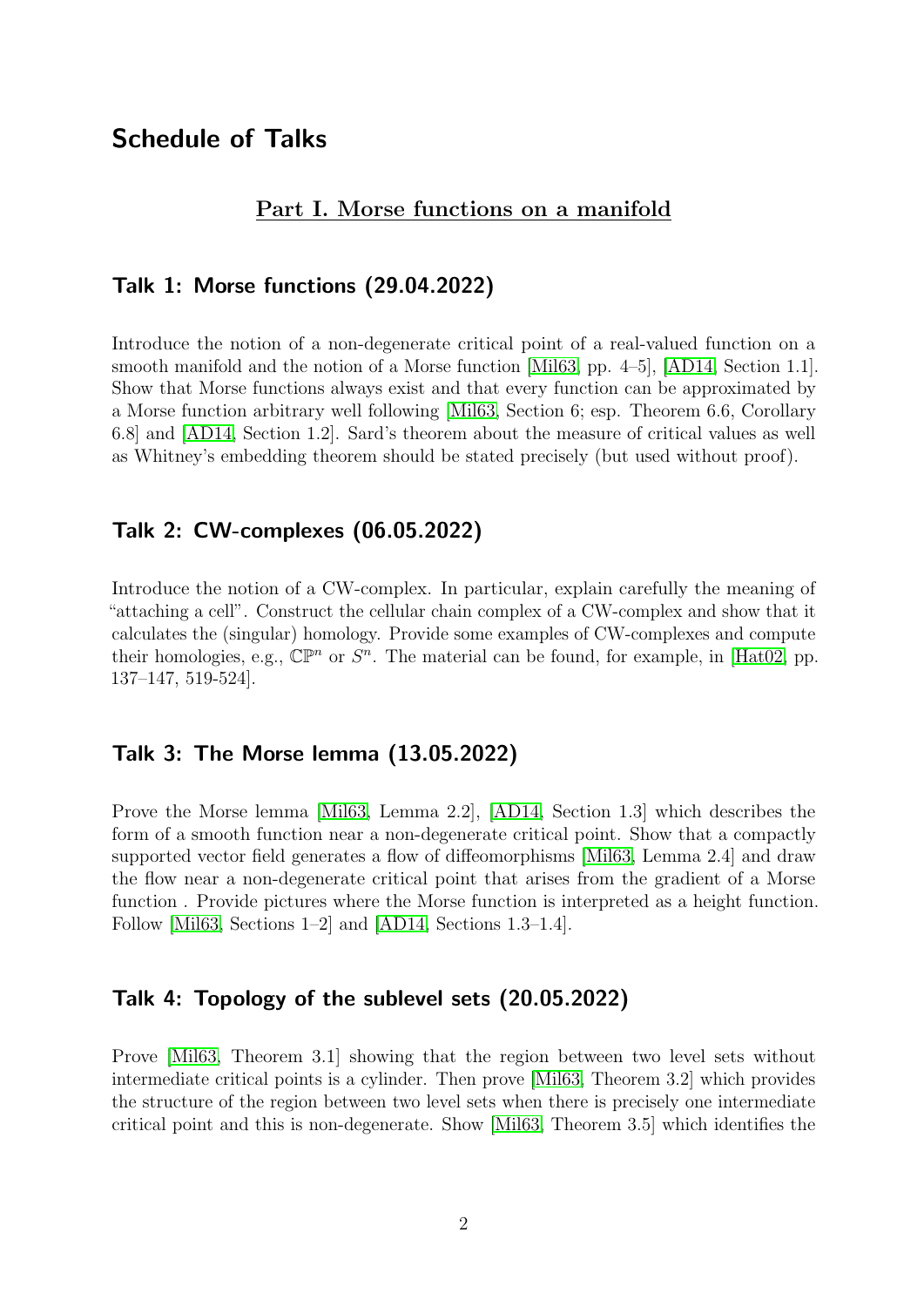# Schedule of Talks

## Part I. Morse functions on a manifold

### Talk 1: Morse functions (29.04.2022)

Introduce the notion of a non-degenerate critical point of a real-valued function on a smooth manifold and the notion of a Morse function [Mil63, pp. 4–5], [AD14, Section 1.1]. Show that Morse functions always exist and that every function can be approximated by a Morse function arbitrary well following [Mil63, Section 6; esp. Theorem 6.6, Corollary 6.8] and [AD14, Section 1.2]. Sard's theorem about the measure of critical values as well as Whitney's embedding theorem should be stated precisely (but used without proof).

### Talk 2: CW-complexes (06.05.2022)

Introduce the notion of a CW-complex. In particular, explain carefully the meaning of "attaching a cell". Construct the cellular chain complex of a CW-complex and show that it calculates the (singular) homology. Provide some examples of CW-complexes and compute their homologies, e.g., $\mathbb{CP}^n$ or $S^n$. The material can be found, for example, in [Hat02, pp. 137–147, 519-524].

### Talk 3: The Morse lemma (13.05.2022)

Prove the Morse lemma [Mil63, Lemma 2.2], [AD14, Section 1.3] which describes the form of a smooth function near a non-degenerate critical point. Show that a compactly supported vector field generates a flow of diffeomorphisms [Mil63, Lemma 2.4] and draw the flow near a non-degenerate critical point that arises from the gradient of a Morse function . Provide pictures where the Morse function is interpreted as a height function. Follow [Mil63, Sections 1–2] and [AD14, Sections 1.3–1.4].

### Talk 4: Topology of the sublevel sets (20.05.2022)

Prove [Mil63, Theorem 3.1] showing that the region between two level sets without intermediate critical points is a cylinder. Then prove [Mil63, Theorem 3.2] which provides the structure of the region between two level sets when there is precisely one intermediate critical point and this is non-degenerate. Show [Mil63, Theorem 3.5] which identifies the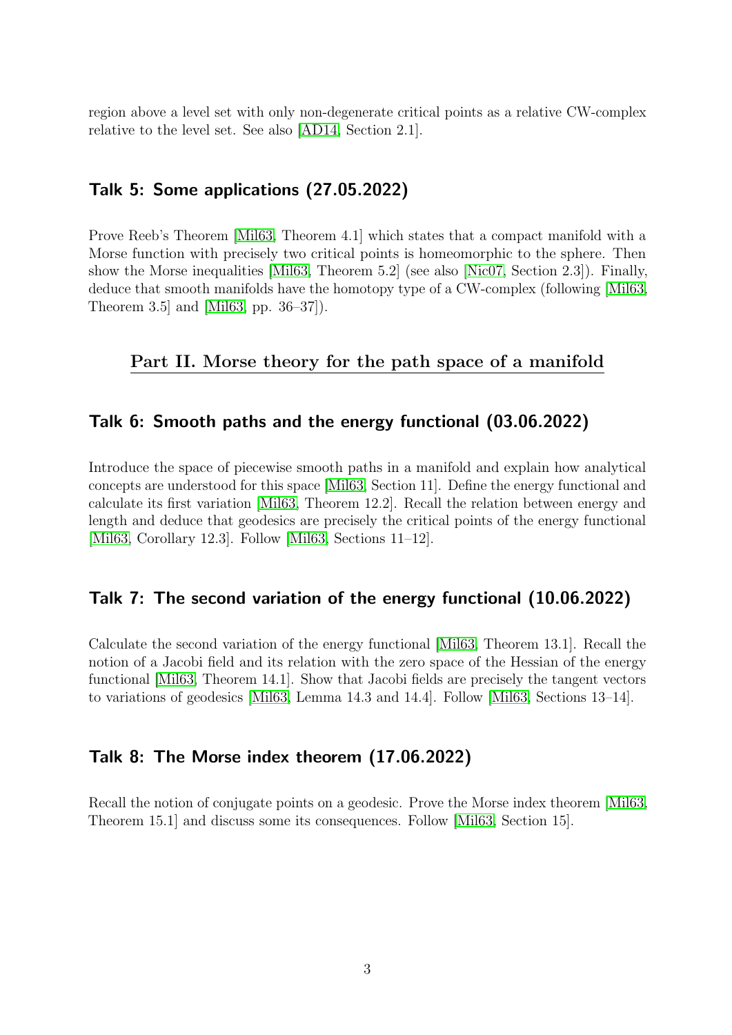region above a level set with only non-degenerate critical points as a relative CW-complex relative to the level set. See also [AD14, Section 2.1].

## Talk 5: Some applications (27.05.2022)

Prove Reeb's Theorem [Mil63, Theorem 4.1] which states that a compact manifold with a Morse function with precisely two critical points is homeomorphic to the sphere. Then show the Morse inequalities [Mil63, Theorem 5.2] (see also [Nic07, Section 2.3]). Finally, deduce that smooth manifolds have the homotopy type of a CW-complex (following [Mil63, Theorem 3.5] and [Mil63, pp. 36–37]).

# Part II. Morse theory for the path space of a manifold

## Talk 6: Smooth paths and the energy functional (03.06.2022)

Introduce the space of piecewise smooth paths in a manifold and explain how analytical concepts are understood for this space [Mil63, Section 11]. Define the energy functional and calculate its first variation [Mil63, Theorem 12.2]. Recall the relation between energy and length and deduce that geodesics are precisely the critical points of the energy functional [Mil63, Corollary 12.3]. Follow [Mil63, Sections 11–12].

## Talk 7: The second variation of the energy functional (10.06.2022)

Calculate the second variation of the energy functional [Mil63, Theorem 13.1]. Recall the notion of a Jacobi field and its relation with the zero space of the Hessian of the energy functional [Mil63, Theorem 14.1]. Show that Jacobi fields are precisely the tangent vectors to variations of geodesics [Mil63, Lemma 14.3 and 14.4]. Follow [Mil63, Sections 13–14].

## Talk 8: The Morse index theorem (17.06.2022)

Recall the notion of conjugate points on a geodesic. Prove the Morse index theorem [Mil63, Theorem 15.1] and discuss some its consequences. Follow [Mil63, Section 15].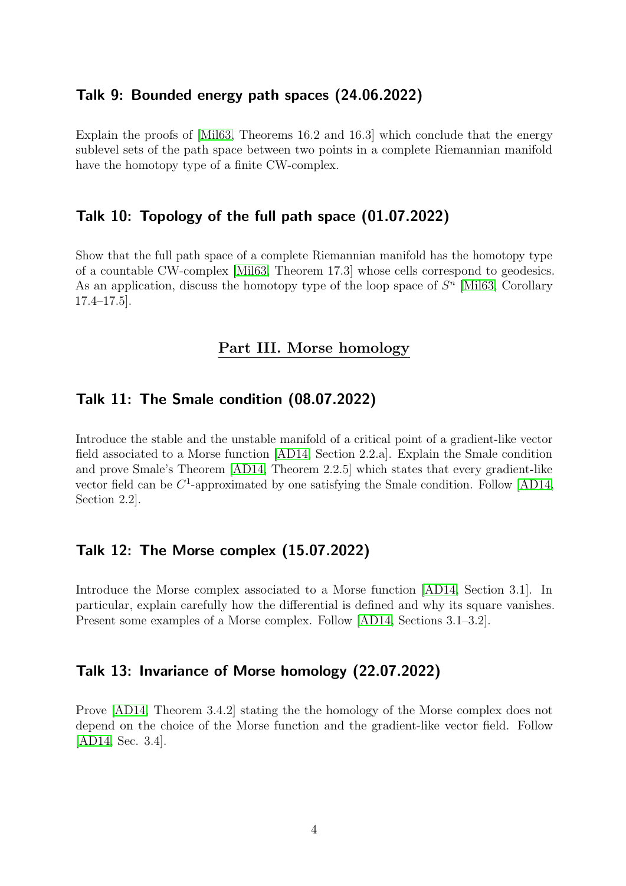### Talk 9: Bounded energy path spaces (24.06.2022)

Explain the proofs of [Mil63, Theorems 16.2 and 16.3] which conclude that the energy sublevel sets of the path space between two points in a complete Riemannian manifold have the homotopy type of a finite CW-complex.

### Talk 10: Topology of the full path space (01.07.2022)

Show that the full path space of a complete Riemannian manifold has the homotopy type of a countable CW-complex [Mil63, Theorem 17.3] whose cells correspond to geodesics. As an application, discuss the homotopy type of the loop space of $S^n$ [Mil63, Corollary 17.4–17.5].

## Part III. Morse homology

### Talk 11: The Smale condition (08.07.2022)

Introduce the stable and the unstable manifold of a critical point of a gradient-like vector field associated to a Morse function [AD14, Section 2.2.a]. Explain the Smale condition and prove Smale's Theorem [AD14, Theorem 2.2.5] which states that every gradient-like vector field can be $C^1$-approximated by one satisfying the Smale condition. Follow [AD14, Section 2.2].

### Talk 12: The Morse complex (15.07.2022)

Introduce the Morse complex associated to a Morse function [AD14, Section 3.1]. In particular, explain carefully how the differential is defined and why its square vanishes. Present some examples of a Morse complex. Follow [AD14, Sections 3.1–3.2].

### Talk 13: Invariance of Morse homology (22.07.2022)

Prove [AD14, Theorem 3.4.2] stating the the homology of the Morse complex does not depend on the choice of the Morse function and the gradient-like vector field. Follow [AD14, Sec. 3.4].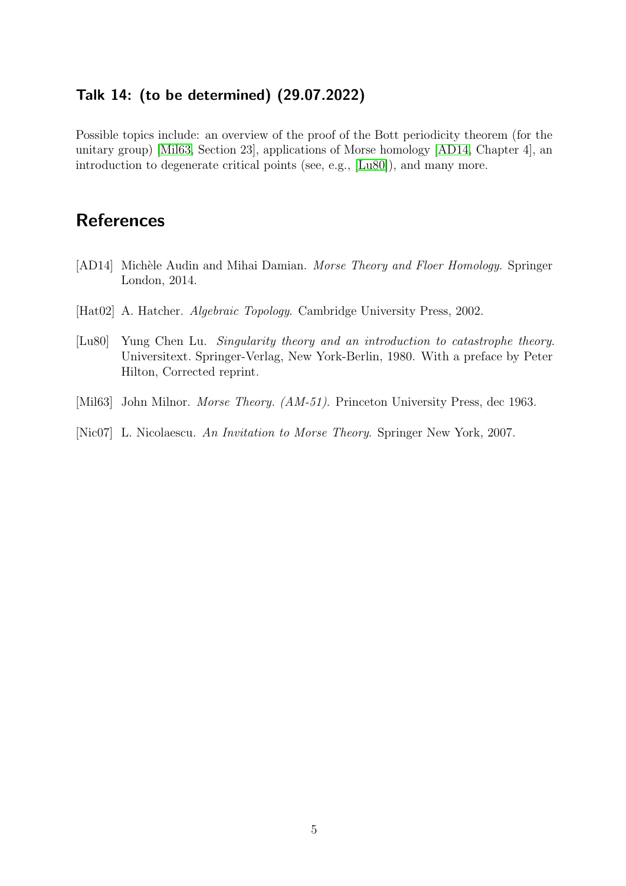### Talk 14: (to be determined) (29.07.2022)

Possible topics include: an overview of the proof of the Bott periodicity theorem (for the unitary group) [Mil63, Section 23], applications of Morse homology [AD14, Chapter 4], an introduction to degenerate critical points (see, e.g., [Lu80]), and many more.

## References

[AD14] Michèle Audin and Mihai Damian. *Morse Theory and Floer Homology.* Springer London, 2014.

[Hat02] A. Hatcher. *Algebraic Topology.* Cambridge University Press, 2002.

[Lu80] Yung Chen Lu. *Singularity theory and an introduction to catastrophe theory.* Universitext. Springer-Verlag, New York-Berlin, 1980. With a preface by Peter Hilton, Corrected reprint.

[Mil63] John Milnor. *Morse Theory. (AM-51).* Princeton University Press, dec 1963.

[Nic07] L. Nicolaescu. *An Invitation to Morse Theory.* Springer New York, 2007.